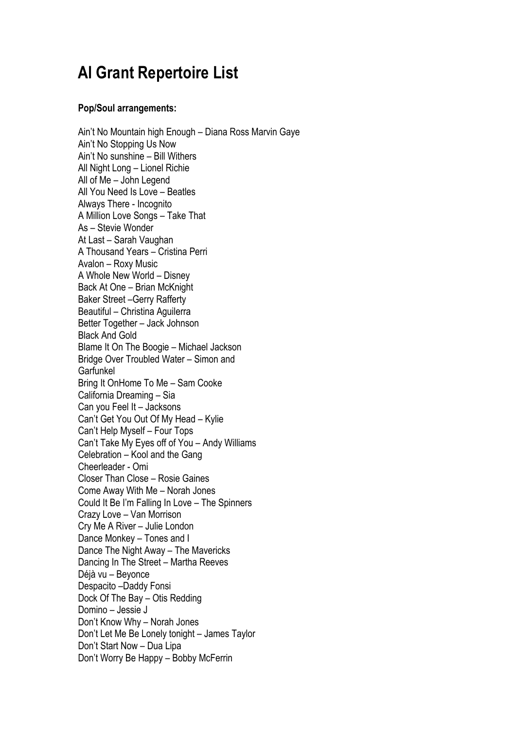# Al Grant Repertoire List

**Pop/Soul arrangements:**

Ain't No Mountain high Enough – Diana Ross Marvin Gaye
Ain't No Stopping Us Now
Ain't No sunshine – Bill Withers
All Night Long – Lionel Richie
All of Me – John Legend
All You Need Is Love – Beatles
Always There - Incognito
A Million Love Songs – Take That
As – Stevie Wonder
At Last – Sarah Vaughan
A Thousand Years – Cristina Perri
Avalon – Roxy Music
A Whole New World – Disney
Back At One – Brian McKnight
Baker Street –Gerry Rafferty
Beautiful – Christina Aguilerra
Better Together – Jack Johnson
Black And Gold
Blame It On The Boogie – Michael Jackson
Bridge Over Troubled Water – Simon and Garfunkel
Bring It OnHome To Me – Sam Cooke
California Dreaming – Sia
Can you Feel It – Jacksons
Can't Get You Out Of My Head – Kylie
Can't Help Myself – Four Tops
Can't Take My Eyes off of You – Andy Williams
Celebration – Kool and the Gang
Cheerleader - Omi
Closer Than Close – Rosie Gaines
Come Away With Me – Norah Jones
Could It Be I'm Falling In Love – The Spinners
Crazy Love – Van Morrison
Cry Me A River – Julie London
Dance Monkey – Tones and I
Dance The Night Away – The Mavericks
Dancing In The Street – Martha Reeves
Déjà vu – Beyonce
Despacito –Daddy Fonsi
Dock Of The Bay – Otis Redding
Domino – Jessie J
Don't Know Why – Norah Jones
Don't Let Me Be Lonely tonight – James Taylor
Don't Start Now – Dua Lipa
Don't Worry Be Happy – Bobby McFerrin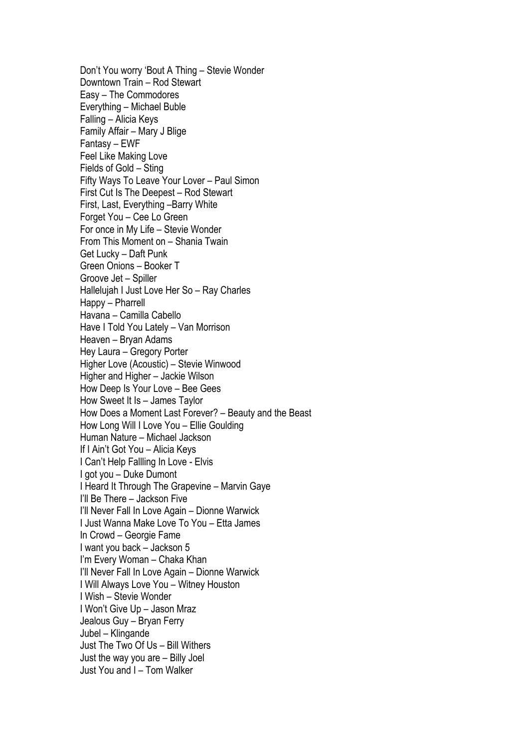Don’t You worry ‘Bout A Thing – Stevie Wonder
Downtown Train – Rod Stewart
Easy – The Commodores
Everything – Michael Buble
Falling – Alicia Keys
Family Affair – Mary J Blige
Fantasy – EWF
Feel Like Making Love
Fields of Gold – Sting
Fifty Ways To Leave Your Lover – Paul Simon
First Cut Is The Deepest – Rod Stewart
First, Last, Everything –Barry White
Forget You – Cee Lo Green
For once in My Life – Stevie Wonder
From This Moment on – Shania Twain
Get Lucky – Daft Punk
Green Onions – Booker T
Groove Jet – Spiller
Hallelujah I Just Love Her So – Ray Charles
Happy – Pharrell
Havana – Camilla Cabello
Have I Told You Lately – Van Morrison
Heaven – Bryan Adams
Hey Laura – Gregory Porter
Higher Love (Acoustic) – Stevie Winwood
Higher and Higher – Jackie Wilson
How Deep Is Your Love – Bee Gees
How Sweet It Is – James Taylor
How Does a Moment Last Forever? – Beauty and the Beast
How Long Will I Love You – Ellie Goulding
Human Nature – Michael Jackson
If I Ain’t Got You – Alicia Keys
I Can’t Help Fallling In Love - Elvis
I got you – Duke Dumont
I Heard It Through The Grapevine – Marvin Gaye
I’ll Be There – Jackson Five
I’ll Never Fall In Love Again – Dionne Warwick
I Just Wanna Make Love To You – Etta James
In Crowd – Georgie Fame
I want you back – Jackson 5
I’m Every Woman – Chaka Khan
I’ll Never Fall In Love Again – Dionne Warwick
I Will Always Love You – Witney Houston
I Wish – Stevie Wonder
I Won’t Give Up – Jason Mraz
Jealous Guy – Bryan Ferry
Jubel – Klingande
Just The Two Of Us – Bill Withers
Just the way you are – Billy Joel
Just You and I – Tom Walker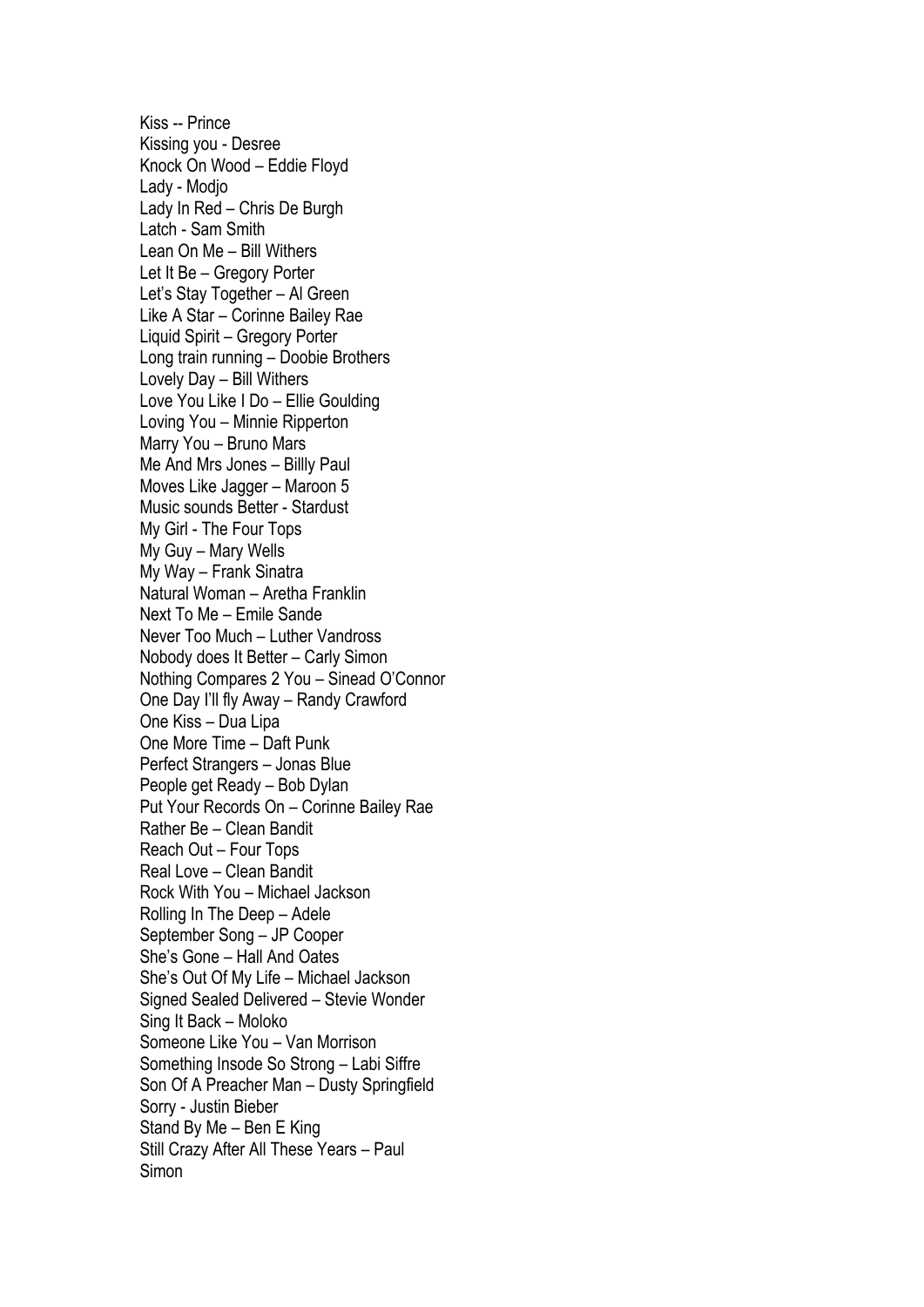Kiss -- Prince
Kissing you - Desree
Knock On Wood – Eddie Floyd
Lady - Modjo
Lady In Red – Chris De Burgh
Latch - Sam Smith
Lean On Me – Bill Withers
Let It Be – Gregory Porter
Let's Stay Together – Al Green
Like A Star – Corinne Bailey Rae
Liquid Spirit – Gregory Porter
Long train running – Doobie Brothers
Lovely Day – Bill Withers
Love You Like I Do – Ellie Goulding
Loving You – Minnie Ripperton
Marry You – Bruno Mars
Me And Mrs Jones – Billly Paul
Moves Like Jagger – Maroon 5
Music sounds Better - Stardust
My Girl - The Four Tops
My Guy – Mary Wells
My Way – Frank Sinatra
Natural Woman – Aretha Franklin
Next To Me – Emile Sande
Never Too Much – Luther Vandross
Nobody does It Better – Carly Simon
Nothing Compares 2 You – Sinead O'Connor
One Day I'll fly Away – Randy Crawford
One Kiss – Dua Lipa
One More Time – Daft Punk
Perfect Strangers – Jonas Blue
People get Ready – Bob Dylan
Put Your Records On – Corinne Bailey Rae
Rather Be – Clean Bandit
Reach Out – Four Tops
Real Love – Clean Bandit
Rock With You – Michael Jackson
Rolling In The Deep – Adele
September Song – JP Cooper
She's Gone – Hall And Oates
She's Out Of My Life – Michael Jackson
Signed Sealed Delivered – Stevie Wonder
Sing It Back – Moloko
Someone Like You – Van Morrison
Something Insode So Strong – Labi Siffre
Son Of A Preacher Man – Dusty Springfield
Sorry - Justin Bieber
Stand By Me – Ben E King
Still Crazy After All These Years – Paul Simon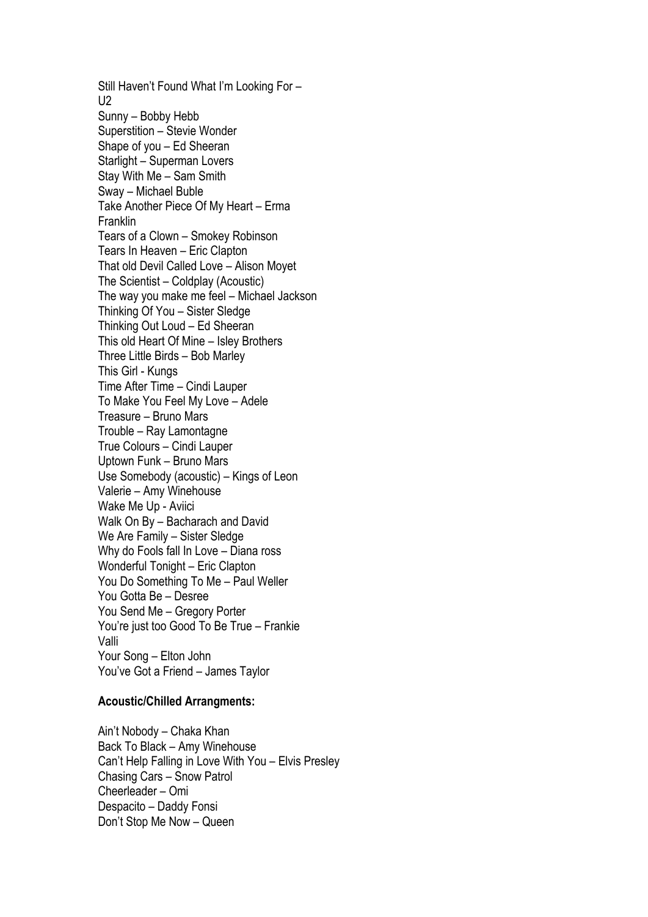Still Haven't Found What I'm Looking For – U2
Sunny – Bobby Hebb
Superstition – Stevie Wonder
Shape of you – Ed Sheeran
Starlight – Superman Lovers
Stay With Me – Sam Smith
Sway – Michael Buble
Take Another Piece Of My Heart – Erma Franklin
Tears of a Clown – Smokey Robinson
Tears In Heaven – Eric Clapton
That old Devil Called Love – Alison Moyet
The Scientist – Coldplay (Acoustic)
The way you make me feel – Michael Jackson
Thinking Of You – Sister Sledge
Thinking Out Loud – Ed Sheeran
This old Heart Of Mine – Isley Brothers
Three Little Birds – Bob Marley
This Girl - Kungs
Time After Time – Cindi Lauper
To Make You Feel My Love – Adele
Treasure – Bruno Mars
Trouble – Ray Lamontagne
True Colours – Cindi Lauper
Uptown Funk – Bruno Mars
Use Somebody (acoustic) – Kings of Leon
Valerie – Amy Winehouse
Wake Me Up - Aviici
Walk On By – Bacharach and David
We Are Family – Sister Sledge
Why do Fools fall In Love – Diana ross
Wonderful Tonight – Eric Clapton
You Do Something To Me – Paul Weller
You Gotta Be – Desree
You Send Me – Gregory Porter
You're just too Good To Be True – Frankie Valli
Your Song – Elton John
You've Got a Friend – James Taylor

**Acoustic/Chilled Arrangments:**

Ain't Nobody – Chaka Khan
Back To Black – Amy Winehouse
Can't Help Falling in Love With You – Elvis Presley
Chasing Cars – Snow Patrol
Cheerleader – Omi
Despacito – Daddy Fonsi
Don't Stop Me Now – Queen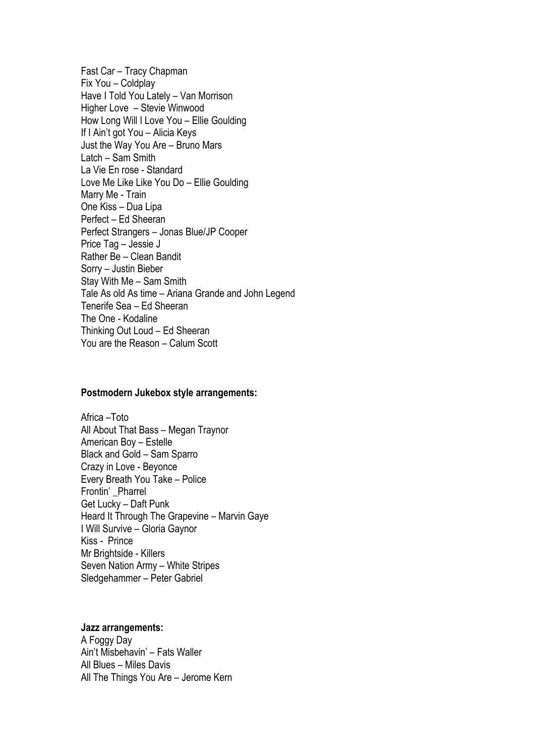Fast Car – Tracy Chapman
Fix You – Coldplay
Have I Told You Lately – Van Morrison
Higher Love – Stevie Winwood
How Long Will I Love You – Ellie Goulding
If I Ain't got You – Alicia Keys
Just the Way You Are – Bruno Mars
Latch – Sam Smith
La Vie En rose - Standard
Love Me Like Like You Do – Ellie Goulding
Marry Me - Train
One Kiss – Dua Lipa
Perfect – Ed Sheeran
Perfect Strangers – Jonas Blue/JP Cooper
Price Tag – Jessie J
Rather Be – Clean Bandit
Sorry – Justin Bieber
Stay With Me – Sam Smith
Tale As old As time – Ariana Grande and John Legend
Tenerife Sea – Ed Sheeran
The One - Kodaline
Thinking Out Loud – Ed Sheeran
You are the Reason – Calum Scott

**Postmodern Jukebox style arrangements:**

Africa –Toto
All About That Bass – Megan Traynor
American Boy – Estelle
Black and Gold – Sam Sparro
Crazy in Love - Beyonce
Every Breath You Take – Police
Frontin' _Pharrel
Get Lucky – Daft Punk
Heard It Through The Grapevine – Marvin Gaye
I Will Survive – Gloria Gaynor
Kiss - Prince
Mr Brightside - Killers
Seven Nation Army – White Stripes
Sledgehammer – Peter Gabriel

**Jazz arrangements:**

A Foggy Day
Ain't Misbehavin' – Fats Waller
All Blues – Miles Davis
All The Things You Are – Jerome Kern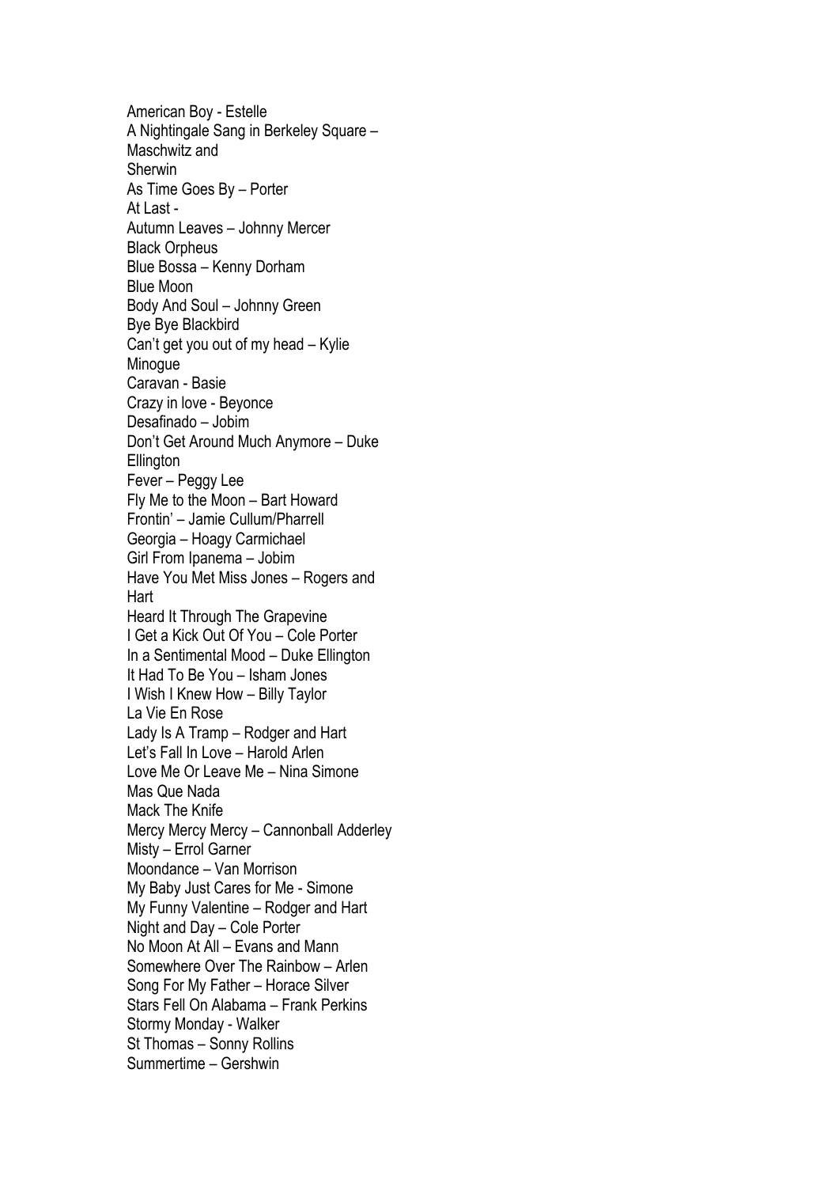American Boy - Estelle
A Nightingale Sang in Berkeley Square – Maschwitz and Sherwin
As Time Goes By – Porter
At Last -
Autumn Leaves – Johnny Mercer
Black Orpheus
Blue Bossa – Kenny Dorham
Blue Moon
Body And Soul – Johnny Green
Bye Bye Blackbird
Can't get you out of my head – Kylie Minogue
Caravan - Basie
Crazy in love - Beyonce
Desafinado – Jobim
Don't Get Around Much Anymore – Duke Ellington
Fever – Peggy Lee
Fly Me to the Moon – Bart Howard
Frontin' – Jamie Cullum/Pharrell
Georgia – Hoagy Carmichael
Girl From Ipanema – Jobim
Have You Met Miss Jones – Rogers and Hart
Heard It Through The Grapevine
I Get a Kick Out Of You – Cole Porter
In a Sentimental Mood – Duke Ellington
It Had To Be You – Isham Jones
I Wish I Knew How – Billy Taylor
La Vie En Rose
Lady Is A Tramp – Rodger and Hart
Let's Fall In Love – Harold Arlen
Love Me Or Leave Me – Nina Simone
Mas Que Nada
Mack The Knife
Mercy Mercy Mercy – Cannonball Adderley
Misty – Errol Garner
Moondance – Van Morrison
My Baby Just Cares for Me - Simone
My Funny Valentine – Rodger and Hart
Night and Day – Cole Porter
No Moon At All – Evans and Mann
Somewhere Over The Rainbow – Arlen
Song For My Father – Horace Silver
Stars Fell On Alabama – Frank Perkins
Stormy Monday - Walker
St Thomas – Sonny Rollins
Summertime – Gershwin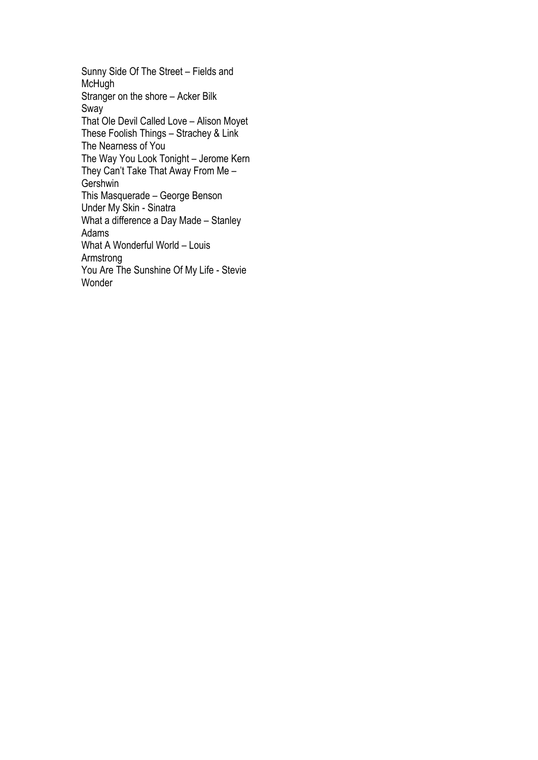Sunny Side Of The Street – Fields and McHugh
Stranger on the shore – Acker Bilk
Sway
That Ole Devil Called Love – Alison Moyet
These Foolish Things – Strachey & Link
The Nearness of You
The Way You Look Tonight – Jerome Kern
They Can't Take That Away From Me – Gershwin
This Masquerade – George Benson
Under My Skin - Sinatra
What a difference a Day Made – Stanley Adams
What A Wonderful World – Louis Armstrong
You Are The Sunshine Of My Life - Stevie Wonder